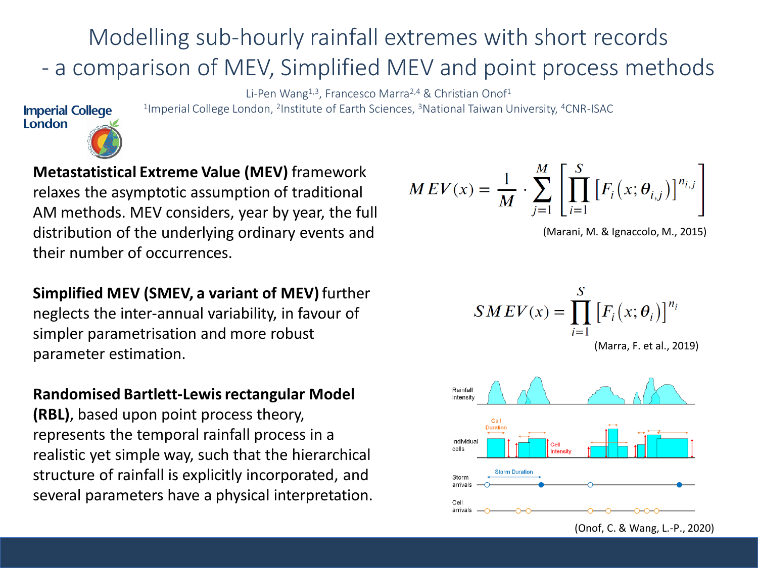# Modelling sub-hourly rainfall extremes with short records - a comparison of MEV, Simplified MEV and point process methods

Li-Pen Wang[1,3], Francesco Marra[2,4] & Christian Onof[1]

[1]Imperial College London, [2]Institute of Earth Sciences, [3]National Taiwan University, [4]CNR-ISAC

Imperial College London

**Metastatistical Extreme Value (MEV)** framework relaxes the asymptotic assumption of traditional AM methods. MEV considers, year by year, the full distribution of the underlying ordinary events and their number of occurrences.

$$MEV(x) = \frac{1}{M} \cdot \sum_{j=1}^{M} \left[ \prod_{i=1}^{S} \left[ F_i\left(x; \theta_{i,j}\right) \right]^{n_{i,j}} \right]$$

(Marani, M. & Ignaccolo, M., 2015)

**Simplified MEV (SMEV, a variant of MEV)** further neglects the inter-annual variability, in favour of simpler parametrisation and more robust parameter estimation.

$$SMEV(x) = \prod_{i=1}^{S} \left[ F_i\left(x; \theta_i\right) \right]^{n_i}$$

(Marra, F. et al., 2019)

**Randomised Bartlett-Lewis rectangular Model (RBL)**, based upon point process theory, represents the temporal rainfall process in a realistic yet simple way, such that the hierarchical structure of rainfall is explicitly incorporated, and several parameters have a physical interpretation.

(Onof, C. & Wang, L.-P., 2020)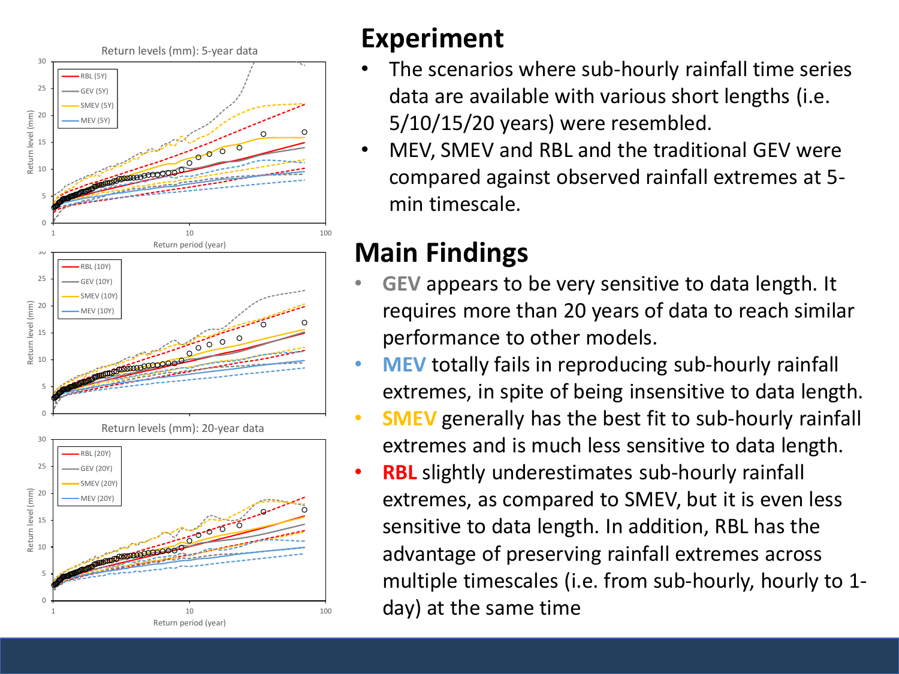Return levels (mm): 5-year data

RBL (5Y)
GEV (5Y)
SMEV (5Y)
MEV (5Y)

Return level (mm)
Return period (year)

RBL (10Y)
GEV (10Y)
SMEV (10Y)
MEV (10Y)

Return level (mm)

Return levels (mm): 20-year data

RBL (20Y)
GEV (20Y)
SMEV (20Y)
MEV (20Y)

Return level (mm)
Return period (year)

## Experiment

- The scenarios where sub-hourly rainfall time series data are available with various short lengths (i.e. 5/10/15/20 years) were resembled.
- MEV, SMEV and RBL and the traditional GEV were compared against observed rainfall extremes at 5-min timescale.

## Main Findings

- **GEV** appears to be very sensitive to data length. It requires more than 20 years of data to reach similar performance to other models.
- **MEV** totally fails in reproducing sub-hourly rainfall extremes, in spite of being insensitive to data length.
- **SMEV** generally has the best fit to sub-hourly rainfall extremes and is much less sensitive to data length.
- **RBL** slightly underestimates sub-hourly rainfall extremes, as compared to SMEV, but it is even less sensitive to data length. In addition, RBL has the advantage of preserving rainfall extremes across multiple timescales (i.e. from sub-hourly, hourly to 1-day) at the same time